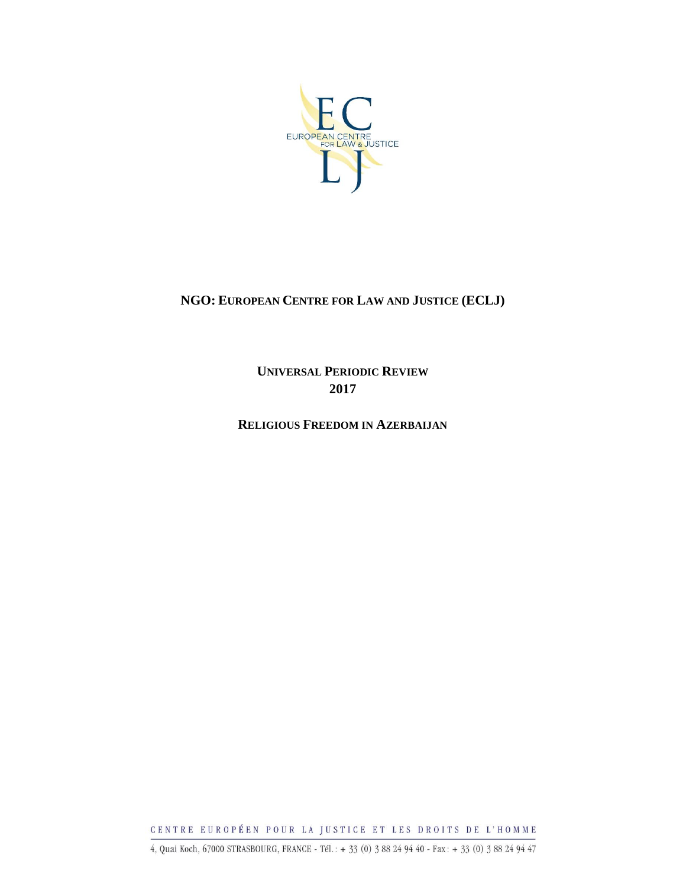**NGO: EUROPEAN CENTRE FOR LAW AND JUSTICE (ECLJ)**

**UNIVERSAL PERIODIC REVIEW**
**2017**

**RELIGIOUS FREEDOM IN AZERBAIJAN**

CENTRE EUROPÉEN POUR LA JUSTICE ET LES DROITS DE L'HOMME

4, Quai Koch, 67000 STRASBOURG, FRANCE - Tél. : + 33 (0) 3 88 24 94 40 - Fax : + 33 (0) 3 88 24 94 47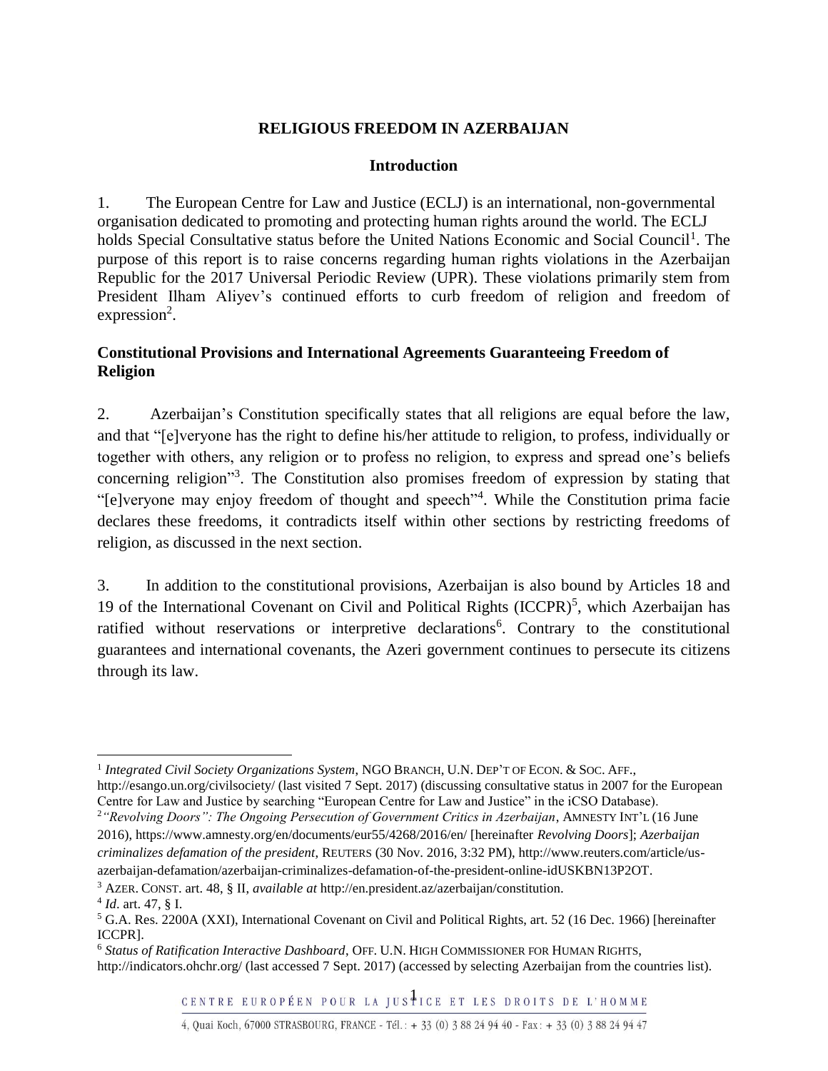# RELIGIOUS FREEDOM IN AZERBAIJAN

## Introduction

1. The European Centre for Law and Justice (ECLJ) is an international, non-governmental organisation dedicated to promoting and protecting human rights around the world. The ECLJ holds Special Consultative status before the United Nations Economic and Social Council[1]. The purpose of this report is to raise concerns regarding human rights violations in the Azerbaijan Republic for the 2017 Universal Periodic Review (UPR). These violations primarily stem from President Ilham Aliyev's continued efforts to curb freedom of religion and freedom of expression[2].

## Constitutional Provisions and International Agreements Guaranteeing Freedom of Religion

2. Azerbaijan's Constitution specifically states that all religions are equal before the law, and that "[e]veryone has the right to define his/her attitude to religion, to profess, individually or together with others, any religion or to profess no religion, to express and spread one's beliefs concerning religion"[3]. The Constitution also promises freedom of expression by stating that "[e]veryone may enjoy freedom of thought and speech"[4]. While the Constitution prima facie declares these freedoms, it contradicts itself within other sections by restricting freedoms of religion, as discussed in the next section.

3. In addition to the constitutional provisions, Azerbaijan is also bound by Articles 18 and 19 of the International Covenant on Civil and Political Rights (ICCPR)[5], which Azerbaijan has ratified without reservations or interpretive declarations[6]. Contrary to the constitutional guarantees and international covenants, the Azeri government continues to persecute its citizens through its law.

---

[1] *Integrated Civil Society Organizations System*, NGO BRANCH, U.N. DEP'T OF ECON. & SOC. AFF., http://esango.un.org/civilsociety/ (last visited 7 Sept. 2017) (discussing consultative status in 2007 for the European Centre for Law and Justice by searching "European Centre for Law and Justice" in the iCSO Database).

[2] *"Revolving Doors": The Ongoing Persecution of Government Critics in Azerbaijan*, AMNESTY INT'L (16 June 2016), https://www.amnesty.org/en/documents/eur55/4268/2016/en/ [hereinafter *Revolving Doors*]; *Azerbaijan criminalizes defamation of the president*, REUTERS (30 Nov. 2016, 3:32 PM), http://www.reuters.com/article/us-azerbaijan-defamation/azerbaijan-criminalizes-defamation-of-the-president-online-idUSKBN13P2OT.

[3] AZER. CONST. art. 48, § II, *available at* http://en.president.az/azerbaijan/constitution.

[4] *Id*. art. 47, § I.

[5] G.A. Res. 2200A (XXI), International Covenant on Civil and Political Rights, art. 52 (16 Dec. 1966) [hereinafter ICCPR].

[6] *Status of Ratification Interactive Dashboard*, OFF. U.N. HIGH COMMISSIONER FOR HUMAN RIGHTS, http://indicators.ohchr.org/ (last accessed 7 Sept. 2017) (accessed by selecting Azerbaijan from the countries list).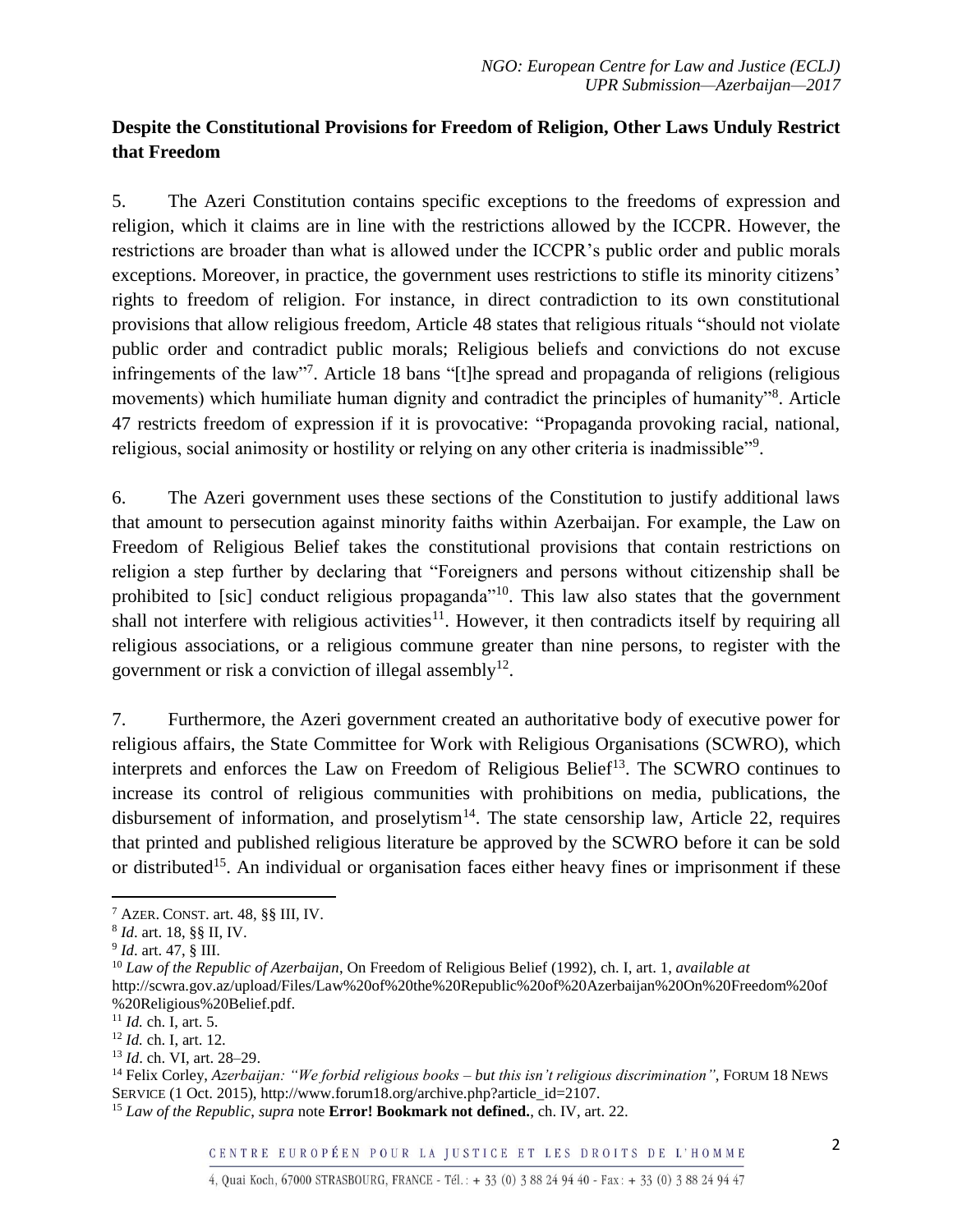**Despite the Constitutional Provisions for Freedom of Religion, Other Laws Unduly Restrict that Freedom**

5. The Azeri Constitution contains specific exceptions to the freedoms of expression and religion, which it claims are in line with the restrictions allowed by the ICCPR. However, the restrictions are broader than what is allowed under the ICCPR's public order and public morals exceptions. Moreover, in practice, the government uses restrictions to stifle its minority citizens' rights to freedom of religion. For instance, in direct contradiction to its own constitutional provisions that allow religious freedom, Article 48 states that religious rituals "should not violate public order and contradict public morals; Religious beliefs and convictions do not excuse infringements of the law"[7]. Article 18 bans "[t]he spread and propaganda of religions (religious movements) which humiliate human dignity and contradict the principles of humanity"[8]. Article 47 restricts freedom of expression if it is provocative: "Propaganda provoking racial, national, religious, social animosity or hostility or relying on any other criteria is inadmissible"[9].

6. The Azeri government uses these sections of the Constitution to justify additional laws that amount to persecution against minority faiths within Azerbaijan. For example, the Law on Freedom of Religious Belief takes the constitutional provisions that contain restrictions on religion a step further by declaring that "Foreigners and persons without citizenship shall be prohibited to [sic] conduct religious propaganda"[10]. This law also states that the government shall not interfere with religious activities[11]. However, it then contradicts itself by requiring all religious associations, or a religious commune greater than nine persons, to register with the government or risk a conviction of illegal assembly[12].

7. Furthermore, the Azeri government created an authoritative body of executive power for religious affairs, the State Committee for Work with Religious Organisations (SCWRO), which interprets and enforces the Law on Freedom of Religious Belief[13]. The SCWRO continues to increase its control of religious communities with prohibitions on media, publications, the disbursement of information, and proselytism[14]. The state censorship law, Article 22, requires that printed and published religious literature be approved by the SCWRO before it can be sold or distributed[15]. An individual or organisation faces either heavy fines or imprisonment if these

---

[7] AZER. CONST. art. 48, §§ III, IV.

[8] *Id*. art. 18, §§ II, IV.

[9] *Id*. art. 47, § III.

[10] *Law of the Republic of Azerbaijan*, On Freedom of Religious Belief (1992), ch. I, art. 1, *available at* http://scwra.gov.az/upload/Files/Law%20of%20the%20Republic%20of%20Azerbaijan%20On%20Freedom%20of%20Religious%20Belief.pdf.

[11] *Id.* ch. I, art. 5.

[12] *Id.* ch. I, art. 12.

[13] *Id*. ch. VI, art. 28–29.

[14] Felix Corley, *Azerbaijan: "We forbid religious books – but this isn't religious discrimination"*, FORUM 18 NEWS SERVICE (1 Oct. 2015), http://www.forum18.org/archive.php?article_id=2107.

[15] *Law of the Republic*, *supra* note **Error! Bookmark not defined.**, ch. IV, art. 22.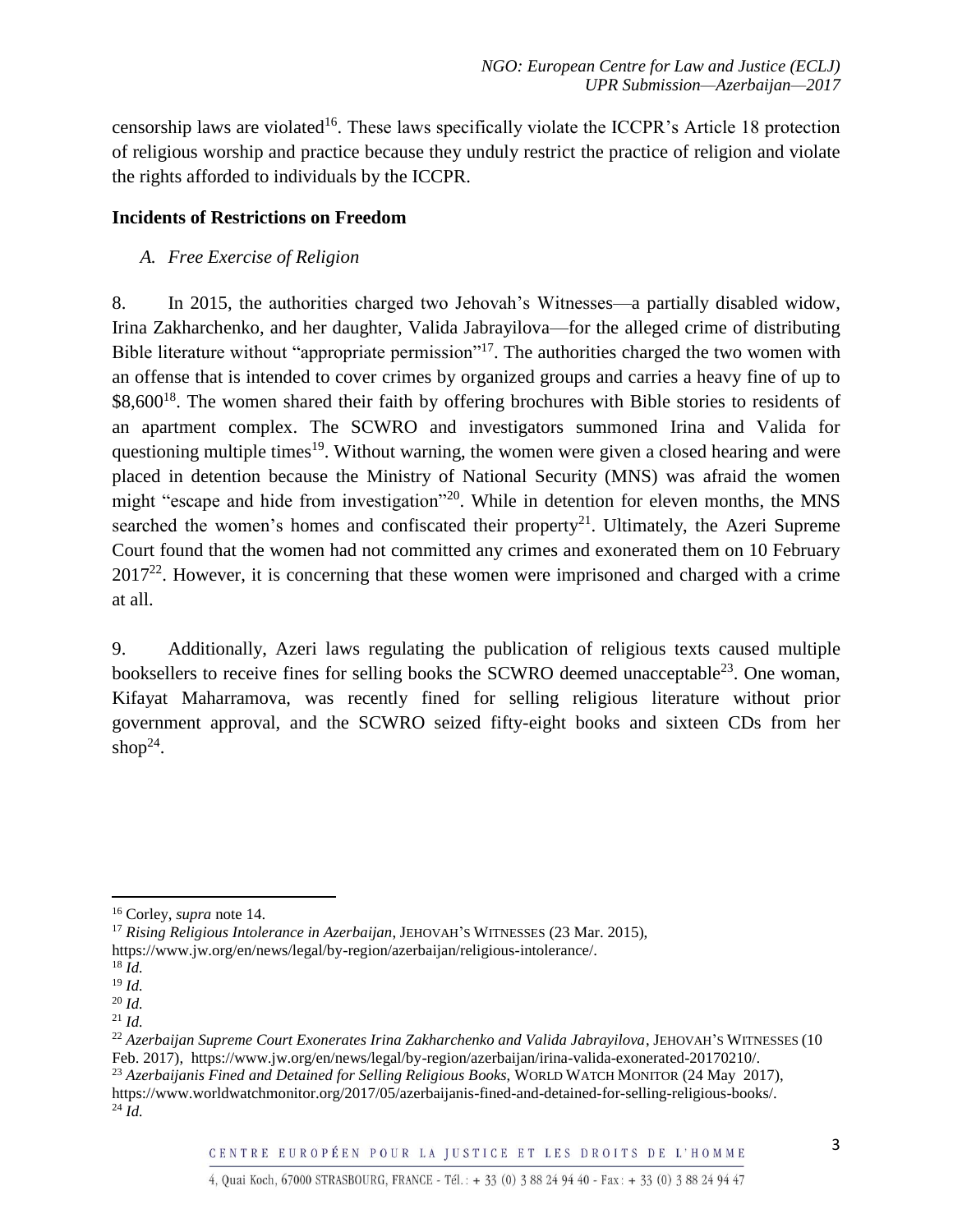censorship laws are violated[16]. These laws specifically violate the ICCPR's Article 18 protection of religious worship and practice because they unduly restrict the practice of religion and violate the rights afforded to individuals by the ICCPR.

## Incidents of Restrictions on Freedom

### *A. Free Exercise of Religion*

8. In 2015, the authorities charged two Jehovah's Witnesses—a partially disabled widow, Irina Zakharchenko, and her daughter, Valida Jabrayilova—for the alleged crime of distributing Bible literature without "appropriate permission"[17]. The authorities charged the two women with an offense that is intended to cover crimes by organized groups and carries a heavy fine of up to $8,600[18]. The women shared their faith by offering brochures with Bible stories to residents of an apartment complex. The SCWRO and investigators summoned Irina and Valida for questioning multiple times[19]. Without warning, the women were given a closed hearing and were placed in detention because the Ministry of National Security (MNS) was afraid the women might "escape and hide from investigation"[20]. While in detention for eleven months, the MNS searched the women's homes and confiscated their property[21]. Ultimately, the Azeri Supreme Court found that the women had not committed any crimes and exonerated them on 10 February 2017[22]. However, it is concerning that these women were imprisoned and charged with a crime at all.

9. Additionally, Azeri laws regulating the publication of religious texts caused multiple booksellers to receive fines for selling books the SCWRO deemed unacceptable[23]. One woman, Kifayat Maharramova, was recently fined for selling religious literature without prior government approval, and the SCWRO seized fifty-eight books and sixteen CDs from her shop[24].

---

[16] Corley, *supra* note 14.

[17] *Rising Religious Intolerance in Azerbaijan*, JEHOVAH'S WITNESSES (23 Mar. 2015), https://www.jw.org/en/news/legal/by-region/azerbaijan/religious-intolerance/.

[18] *Id.*

[19] *Id.*

[20] *Id.*

[21] *Id.*

[22] *Azerbaijan Supreme Court Exonerates Irina Zakharchenko and Valida Jabrayilova*, JEHOVAH'S WITNESSES (10 Feb. 2017), https://www.jw.org/en/news/legal/by-region/azerbaijan/irina-valida-exonerated-20170210/.

[23] *Azerbaijanis Fined and Detained for Selling Religious Books*, WORLD WATCH MONITOR (24 May 2017), https://www.worldwatchmonitor.org/2017/05/azerbaijanis-fined-and-detained-for-selling-religious-books/.

[24] *Id.*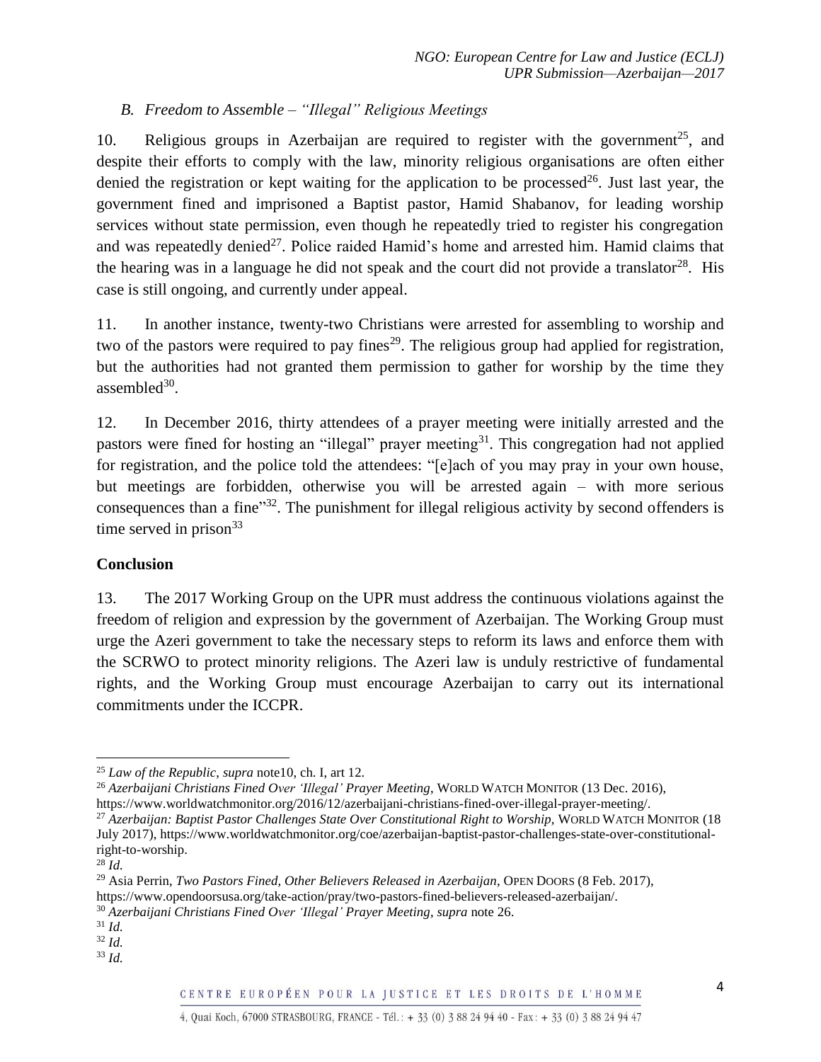## B. *Freedom to Assemble – "Illegal" Religious Meetings*

10. Religious groups in Azerbaijan are required to register with the government[25], and despite their efforts to comply with the law, minority religious organisations are often either denied the registration or kept waiting for the application to be processed[26]. Just last year, the government fined and imprisoned a Baptist pastor, Hamid Shabanov, for leading worship services without state permission, even though he repeatedly tried to register his congregation and was repeatedly denied[27]. Police raided Hamid's home and arrested him. Hamid claims that the hearing was in a language he did not speak and the court did not provide a translator[28]. His case is still ongoing, and currently under appeal.

11. In another instance, twenty-two Christians were arrested for assembling to worship and two of the pastors were required to pay fines[29]. The religious group had applied for registration, but the authorities had not granted them permission to gather for worship by the time they assembled[30].

12. In December 2016, thirty attendees of a prayer meeting were initially arrested and the pastors were fined for hosting an "illegal" prayer meeting[31]. This congregation had not applied for registration, and the police told the attendees: "[e]ach of you may pray in your own house, but meetings are forbidden, otherwise you will be arrested again – with more serious consequences than a fine"[32]. The punishment for illegal religious activity by second offenders is time served in prison[33]

**Conclusion**

13. The 2017 Working Group on the UPR must address the continuous violations against the freedom of religion and expression by the government of Azerbaijan. The Working Group must urge the Azeri government to take the necessary steps to reform its laws and enforce them with the SCRWO to protect minority religions. The Azeri law is unduly restrictive of fundamental rights, and the Working Group must encourage Azerbaijan to carry out its international commitments under the ICCPR.

---

[25] *Law of the Republic*, *supra* note10, ch. I, art 12.

[26] *Azerbaijani Christians Fined Over 'Illegal' Prayer Meeting*, WORLD WATCH MONITOR (13 Dec. 2016), https://www.worldwatchmonitor.org/2016/12/azerbaijani-christians-fined-over-illegal-prayer-meeting/.

[27] *Azerbaijan: Baptist Pastor Challenges State Over Constitutional Right to Worship*, WORLD WATCH MONITOR (18 July 2017), https://www.worldwatchmonitor.org/coe/azerbaijan-baptist-pastor-challenges-state-over-constitutional-right-to-worship.

[28] *Id.*

[29] Asia Perrin, *Two Pastors Fined, Other Believers Released in Azerbaijan*, OPEN DOORS (8 Feb. 2017), https://www.opendoorsusa.org/take-action/pray/two-pastors-fined-believers-released-azerbaijan/.

[30] *Azerbaijani Christians Fined Over 'Illegal' Prayer Meeting*, *supra* note 26.

[31] *Id.*

[32] *Id.*

[33] *Id.*